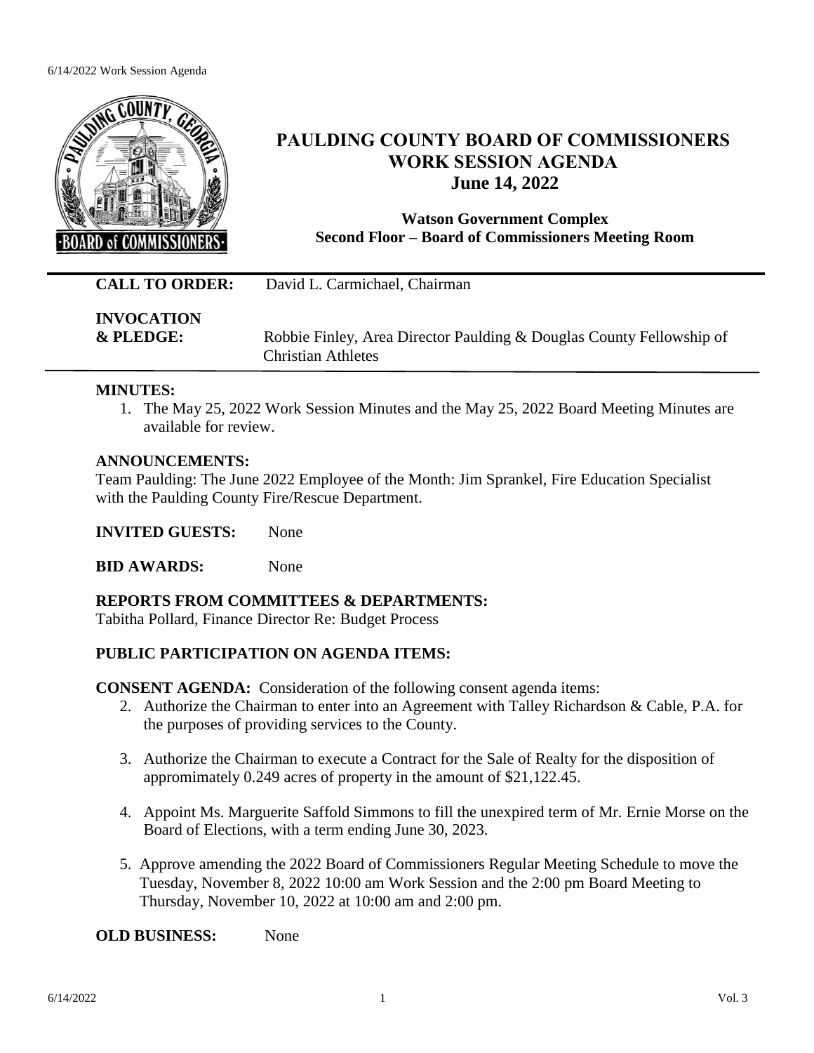# PAULDING COUNTY BOARD OF COMMISSIONERS WORK SESSION AGENDA

## June 14, 2022

**Watson Government Complex**
**Second Floor – Board of Commissioners Meeting Room**

**CALL TO ORDER:** David L. Carmichael, Chairman

**INVOCATION & PLEDGE:** Robbie Finley, Area Director Paulding & Douglas County Fellowship of Christian Athletes

---

**MINUTES:**

1. The May 25, 2022 Work Session Minutes and the May 25, 2022 Board Meeting Minutes are available for review.

**ANNOUNCEMENTS:**

Team Paulding: The June 2022 Employee of the Month: Jim Sprankel, Fire Education Specialist with the Paulding County Fire/Rescue Department.

**INVITED GUESTS:** None

**BID AWARDS:** None

**REPORTS FROM COMMITTEES & DEPARTMENTS:**

Tabitha Pollard, Finance Director Re: Budget Process

**PUBLIC PARTICIPATION ON AGENDA ITEMS:**

**CONSENT AGENDA:** Consideration of the following consent agenda items:

2. Authorize the Chairman to enter into an Agreement with Talley Richardson & Cable, P.A. for the purposes of providing services to the County.

3. Authorize the Chairman to execute a Contract for the Sale of Realty for the disposition of appromimately 0.249 acres of property in the amount of $21,122.45.

4. Appoint Ms. Marguerite Saffold Simmons to fill the unexpired term of Mr. Ernie Morse on the Board of Elections, with a term ending June 30, 2023.

5. Approve amending the 2022 Board of Commissioners Regular Meeting Schedule to move the Tuesday, November 8, 2022 10:00 am Work Session and the 2:00 pm Board Meeting to Thursday, November 10, 2022 at 10:00 am and 2:00 pm.

**OLD BUSINESS:** None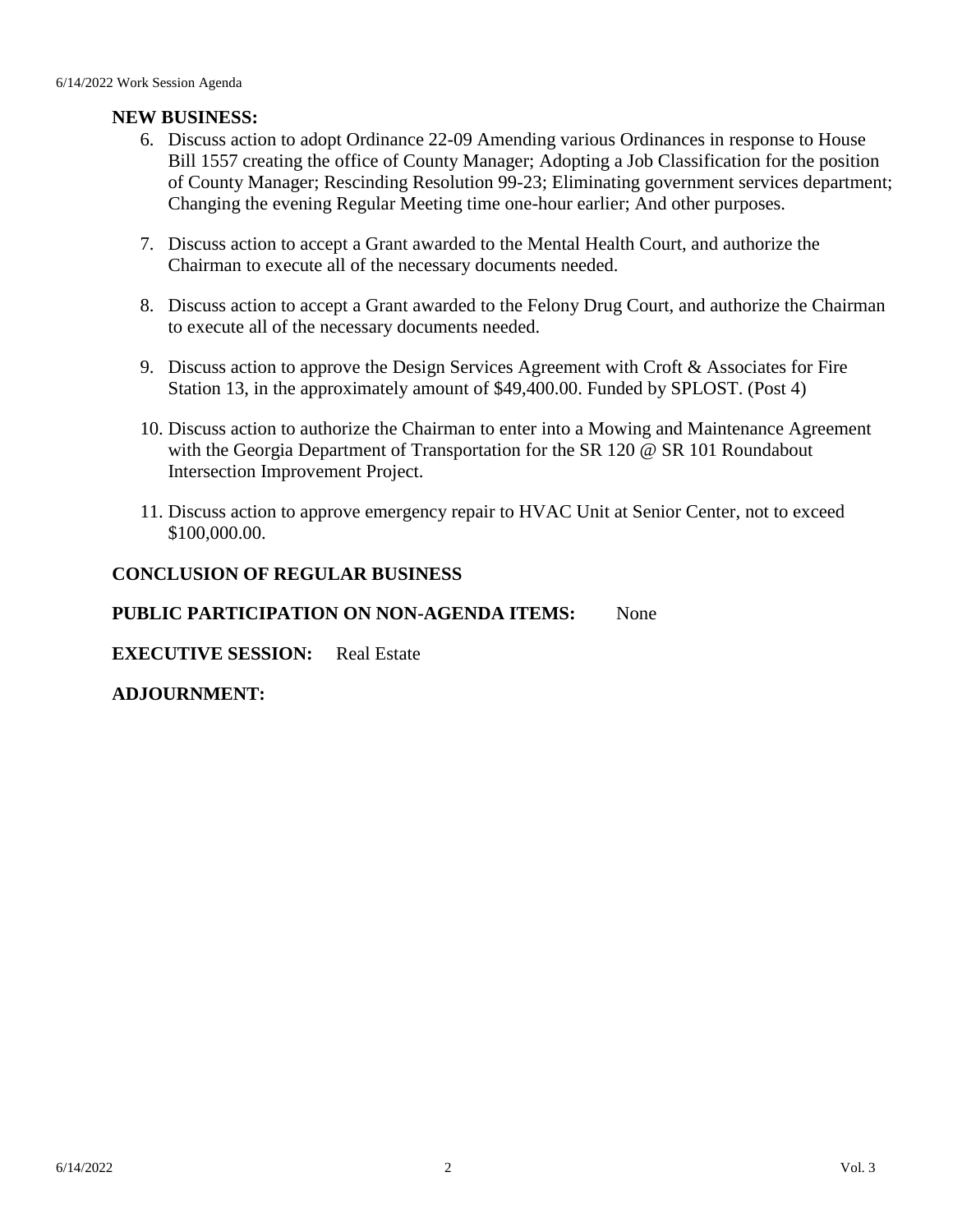**NEW BUSINESS:**

6. Discuss action to adopt Ordinance 22-09 Amending various Ordinances in response to House Bill 1557 creating the office of County Manager; Adopting a Job Classification for the position of County Manager; Rescinding Resolution 99-23; Eliminating government services department; Changing the evening Regular Meeting time one-hour earlier; And other purposes.

7. Discuss action to accept a Grant awarded to the Mental Health Court, and authorize the Chairman to execute all of the necessary documents needed.

8. Discuss action to accept a Grant awarded to the Felony Drug Court, and authorize the Chairman to execute all of the necessary documents needed.

9. Discuss action to approve the Design Services Agreement with Croft & Associates for Fire Station 13, in the approximately amount of $49,400.00. Funded by SPLOST. (Post 4)

10. Discuss action to authorize the Chairman to enter into a Mowing and Maintenance Agreement with the Georgia Department of Transportation for the SR 120 @ SR 101 Roundabout Intersection Improvement Project.

11. Discuss action to approve emergency repair to HVAC Unit at Senior Center, not to exceed $100,000.00.

**CONCLUSION OF REGULAR BUSINESS**

**PUBLIC PARTICIPATION ON NON-AGENDA ITEMS:** None

**EXECUTIVE SESSION:** Real Estate

**ADJOURNMENT:**